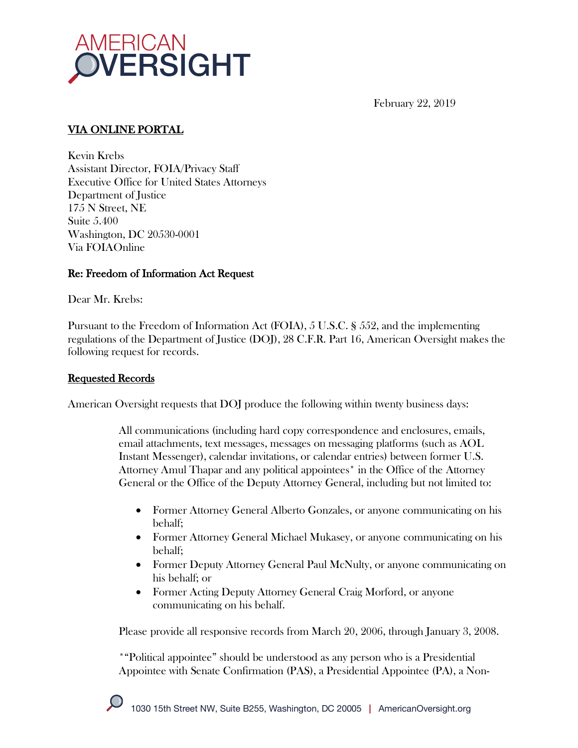AMERICAN OVERSIGHT

February 22, 2019

**VIA ONLINE PORTAL**

Kevin Krebs
Assistant Director, FOIA/Privacy Staff
Executive Office for United States Attorneys
Department of Justice
175 N Street, NE
Suite 5.400
Washington, DC 20530-0001
Via FOIAOnline

**Re: Freedom of Information Act Request**

Dear Mr. Krebs:

Pursuant to the Freedom of Information Act (FOIA), 5 U.S.C. § 552, and the implementing regulations of the Department of Justice (DOJ), 28 C.F.R. Part 16, American Oversight makes the following request for records.

**Requested Records**

American Oversight requests that DOJ produce the following within twenty business days:

> All communications (including hard copy correspondence and enclosures, emails, email attachments, text messages, messages on messaging platforms (such as AOL Instant Messenger), calendar invitations, or calendar entries) between former U.S. Attorney Amul Thapar and any political appointees* in the Office of the Attorney General or the Office of the Deputy Attorney General, including but not limited to:
>
> - Former Attorney General Alberto Gonzales, or anyone communicating on his behalf;
> - Former Attorney General Michael Mukasey, or anyone communicating on his behalf;
> - Former Deputy Attorney General Paul McNulty, or anyone communicating on his behalf; or
> - Former Acting Deputy Attorney General Craig Morford, or anyone communicating on his behalf.
>
> Please provide all responsive records from March 20, 2006, through January 3, 2008.
>
> *"Political appointee" should be understood as any person who is a Presidential Appointee with Senate Confirmation (PAS), a Presidential Appointee (PA), a Non-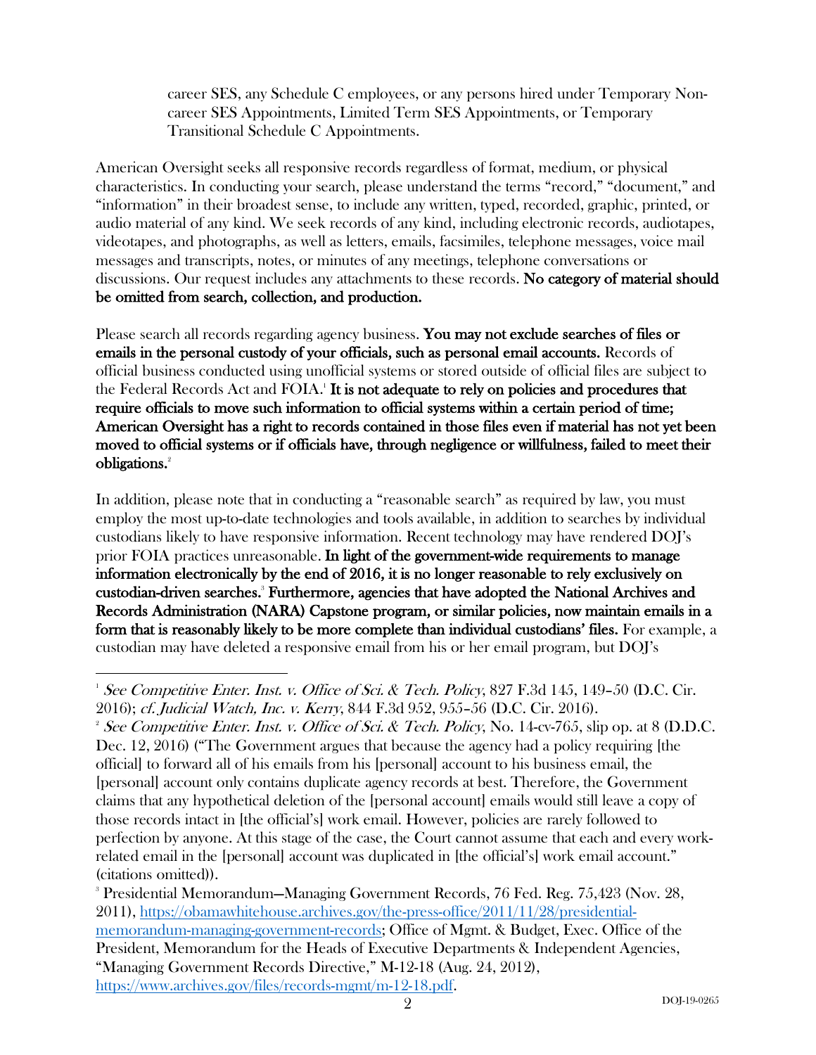career SES, any Schedule C employees, or any persons hired under Temporary Non-career SES Appointments, Limited Term SES Appointments, or Temporary Transitional Schedule C Appointments.

American Oversight seeks all responsive records regardless of format, medium, or physical characteristics. In conducting your search, please understand the terms "record," "document," and "information" in their broadest sense, to include any written, typed, recorded, graphic, printed, or audio material of any kind. We seek records of any kind, including electronic records, audiotapes, videotapes, and photographs, as well as letters, emails, facsimiles, telephone messages, voice mail messages and transcripts, notes, or minutes of any meetings, telephone conversations or discussions. Our request includes any attachments to these records. **No category of material should be omitted from search, collection, and production.**

Please search all records regarding agency business. **You may not exclude searches of files or emails in the personal custody of your officials, such as personal email accounts.** Records of official business conducted using unofficial systems or stored outside of official files are subject to the Federal Records Act and FOIA.[1] **It is not adequate to rely on policies and procedures that require officials to move such information to official systems within a certain period of time; American Oversight has a right to records contained in those files even if material has not yet been moved to official systems or if officials have, through negligence or willfulness, failed to meet their obligations.**[2]

In addition, please note that in conducting a "reasonable search" as required by law, you must employ the most up-to-date technologies and tools available, in addition to searches by individual custodians likely to have responsive information. Recent technology may have rendered DOJ's prior FOIA practices unreasonable. **In light of the government-wide requirements to manage information electronically by the end of 2016, it is no longer reasonable to rely exclusively on custodian-driven searches.**[3] **Furthermore, agencies that have adopted the National Archives and Records Administration (NARA) Capstone program, or similar policies, now maintain emails in a form that is reasonably likely to be more complete than individual custodians' files.** For example, a custodian may have deleted a responsive email from his or her email program, but DOJ's

---

[1] *See Competitive Enter. Inst. v. Office of Sci. & Tech. Policy*, 827 F.3d 145, 149–50 (D.C. Cir. 2016); *cf. Judicial Watch, Inc. v. Kerry*, 844 F.3d 952, 955–56 (D.C. Cir. 2016).

[2] *See Competitive Enter. Inst. v. Office of Sci. & Tech. Policy*, No. 14-cv-765, slip op. at 8 (D.D.C. Dec. 12, 2016) ("The Government argues that because the agency had a policy requiring [the official] to forward all of his emails from his [personal] account to his business email, the [personal] account only contains duplicate agency records at best. Therefore, the Government claims that any hypothetical deletion of the [personal account] emails would still leave a copy of those records intact in [the official's] work email. However, policies are rarely followed to perfection by anyone. At this stage of the case, the Court cannot assume that each and every work-related email in the [personal] account was duplicated in [the official's] work email account." (citations omitted)).

[3] Presidential Memorandum—Managing Government Records, 76 Fed. Reg. 75,423 (Nov. 28, 2011), https://obamawhitehouse.archives.gov/the-press-office/2011/11/28/presidential-memorandum-managing-government-records; Office of Mgmt. & Budget, Exec. Office of the President, Memorandum for the Heads of Executive Departments & Independent Agencies, "Managing Government Records Directive," M-12-18 (Aug. 24, 2012), https://www.archives.gov/files/records-mgmt/m-12-18.pdf.

DOJ-19-0265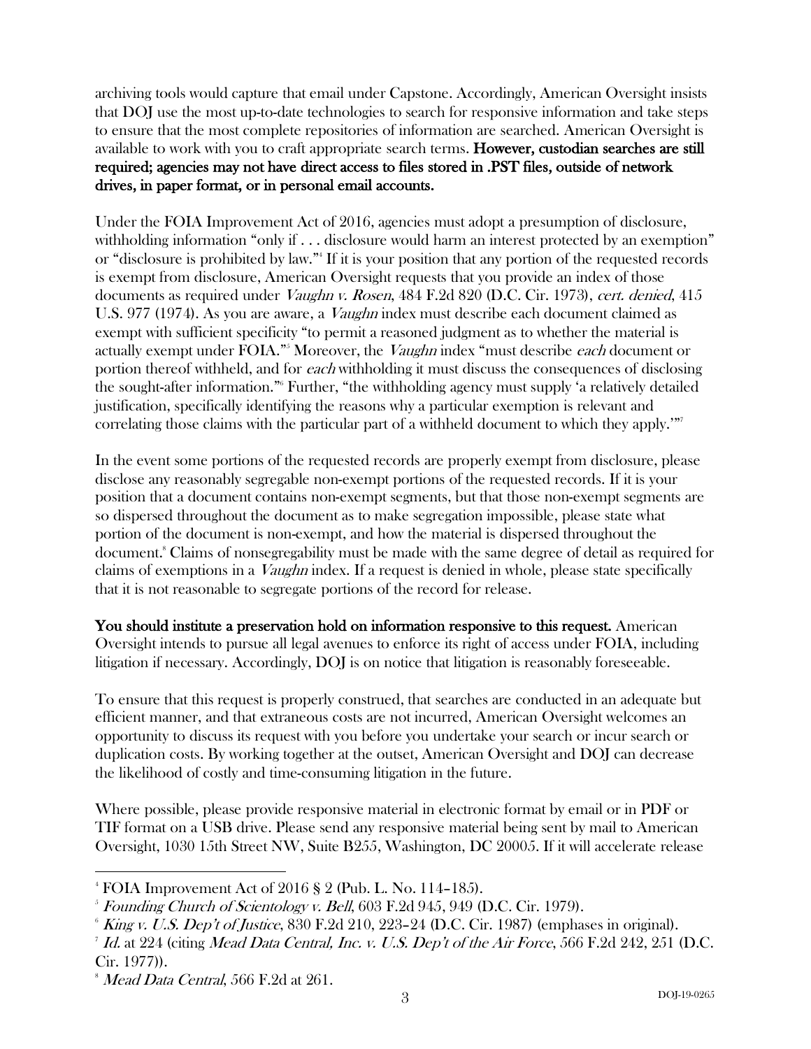archiving tools would capture that email under Capstone. Accordingly, American Oversight insists that DOJ use the most up-to-date technologies to search for responsive information and take steps to ensure that the most complete repositories of information are searched. American Oversight is available to work with you to craft appropriate search terms. **However, custodian searches are still required; agencies may not have direct access to files stored in .PST files, outside of network drives, in paper format, or in personal email accounts.**

Under the FOIA Improvement Act of 2016, agencies must adopt a presumption of disclosure, withholding information "only if . . . disclosure would harm an interest protected by an exemption" or "disclosure is prohibited by law."[4] If it is your position that any portion of the requested records is exempt from disclosure, American Oversight requests that you provide an index of those documents as required under *Vaughn v. Rosen*, 484 F.2d 820 (D.C. Cir. 1973), *cert. denied*, 415 U.S. 977 (1974). As you are aware, a *Vaughn* index must describe each document claimed as exempt with sufficient specificity "to permit a reasoned judgment as to whether the material is actually exempt under FOIA."[5] Moreover, the *Vaughn* index "must describe *each* document or portion thereof withheld, and for *each* withholding it must discuss the consequences of disclosing the sought-after information."[6] Further, "the withholding agency must supply 'a relatively detailed justification, specifically identifying the reasons why a particular exemption is relevant and correlating those claims with the particular part of a withheld document to which they apply.'"[7]

In the event some portions of the requested records are properly exempt from disclosure, please disclose any reasonably segregable non-exempt portions of the requested records. If it is your position that a document contains non-exempt segments, but that those non-exempt segments are so dispersed throughout the document as to make segregation impossible, please state what portion of the document is non-exempt, and how the material is dispersed throughout the document.[8] Claims of nonsegregability must be made with the same degree of detail as required for claims of exemptions in a *Vaughn* index. If a request is denied in whole, please state specifically that it is not reasonable to segregate portions of the record for release.

**You should institute a preservation hold on information responsive to this request.** American Oversight intends to pursue all legal avenues to enforce its right of access under FOIA, including litigation if necessary. Accordingly, DOJ is on notice that litigation is reasonably foreseeable.

To ensure that this request is properly construed, that searches are conducted in an adequate but efficient manner, and that extraneous costs are not incurred, American Oversight welcomes an opportunity to discuss its request with you before you undertake your search or incur search or duplication costs. By working together at the outset, American Oversight and DOJ can decrease the likelihood of costly and time-consuming litigation in the future.

Where possible, please provide responsive material in electronic format by email or in PDF or TIF format on a USB drive. Please send any responsive material being sent by mail to American Oversight, 1030 15th Street NW, Suite B255, Washington, DC 20005. If it will accelerate release

---

[4] FOIA Improvement Act of 2016 § 2 (Pub. L. No. 114–185).

[5] *Founding Church of Scientology v. Bell*, 603 F.2d 945, 949 (D.C. Cir. 1979).

[6] *King v. U.S. Dep't of Justice*, 830 F.2d 210, 223–24 (D.C. Cir. 1987) (emphases in original).

[7] *Id.* at 224 (citing *Mead Data Central, Inc. v. U.S. Dep't of the Air Force*, 566 F.2d 242, 251 (D.C. Cir. 1977)).

[8] *Mead Data Central*, 566 F.2d at 261.

DOJ-19-0265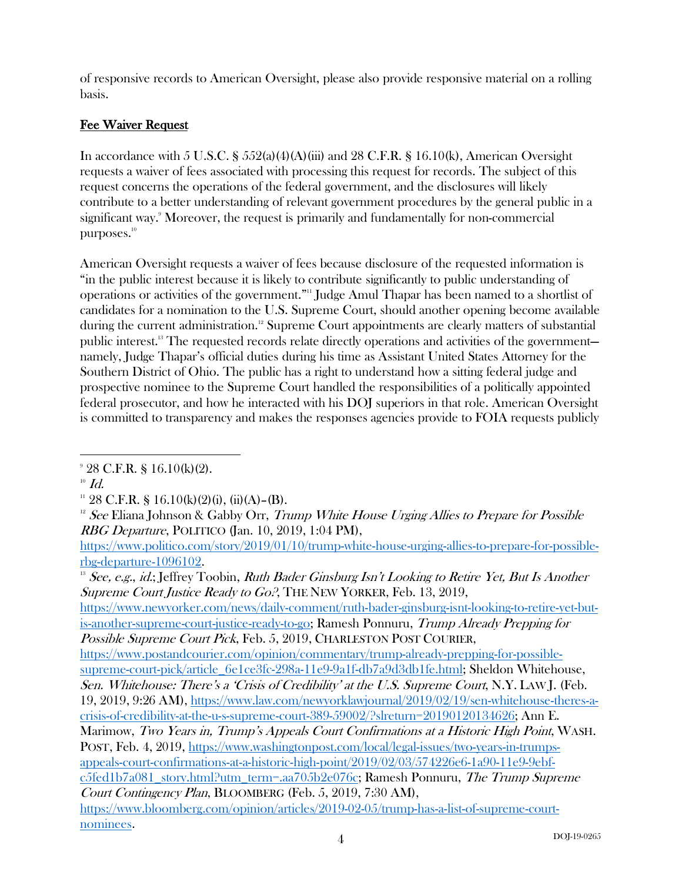of responsive records to American Oversight, please also provide responsive material on a rolling basis.

## Fee Waiver Request

In accordance with 5 U.S.C. § 552(a)(4)(A)(iii) and 28 C.F.R. § 16.10(k), American Oversight requests a waiver of fees associated with processing this request for records. The subject of this request concerns the operations of the federal government, and the disclosures will likely contribute to a better understanding of relevant government procedures by the general public in a significant way.[9] Moreover, the request is primarily and fundamentally for non-commercial purposes.[10]

American Oversight requests a waiver of fees because disclosure of the requested information is "in the public interest because it is likely to contribute significantly to public understanding of operations or activities of the government."[11] Judge Amul Thapar has been named to a shortlist of candidates for a nomination to the U.S. Supreme Court, should another opening become available during the current administration.[12] Supreme Court appointments are clearly matters of substantial public interest.[13] The requested records relate directly operations and activities of the government—namely, Judge Thapar's official duties during his time as Assistant United States Attorney for the Southern District of Ohio. The public has a right to understand how a sitting federal judge and prospective nominee to the Supreme Court handled the responsibilities of a politically appointed federal prosecutor, and how he interacted with his DOJ superiors in that role. American Oversight is committed to transparency and makes the responses agencies provide to FOIA requests publicly

---

[9] 28 C.F.R. § 16.10(k)(2).

[10] *Id.*

[11] 28 C.F.R. § 16.10(k)(2)(i), (ii)(A)–(B).

[12] *See* Eliana Johnson & Gabby Orr, *Trump White House Urging Allies to Prepare for Possible RBG Departure*, POLITICO (Jan. 10, 2019, 1:04 PM), https://www.politico.com/story/2019/01/10/trump-white-house-urging-allies-to-prepare-for-possible-rbg-departure-1096102.

[13] *See, e.g.*, *id.*; Jeffrey Toobin, *Ruth Bader Ginsburg Isn't Looking to Retire Yet, But Is Another Supreme Court Justice Ready to Go?*, THE NEW YORKER, Feb. 13, 2019, https://www.newyorker.com/news/daily-comment/ruth-bader-ginsburg-isnt-looking-to-retire-yet-but-is-another-supreme-court-justice-ready-to-go; Ramesh Ponnuru, *Trump Already Prepping for Possible Supreme Court Pick*, Feb. 5, 2019, CHARLESTON POST COURIER, https://www.postandcourier.com/opinion/commentary/trump-already-prepping-for-possible-supreme-court-pick/article_6e1ce3fc-298a-11e9-9a1f-db7a9d3db1fe.html; Sheldon Whitehouse, *Sen. Whitehouse: There's a 'Crisis of Credibility' at the U.S. Supreme Court*, N.Y. LAW J. (Feb. 19, 2019, 9:26 AM), https://www.law.com/newyorklawjournal/2019/02/19/sen-whitehouse-theres-a-crisis-of-credibility-at-the-u-s-supreme-court-389-59002/?slreturn=20190120134626; Ann E. Marimow, *Two Years in, Trump's Appeals Court Confirmations at a Historic High Point*, WASH. POST, Feb. 4, 2019, https://www.washingtonpost.com/local/legal-issues/two-years-in-trumps-appeals-court-confirmations-at-a-historic-high-point/2019/02/03/574226e6-1a90-11e9-9ebf-c5fed1b7a081_story.html?utm_term=.aa705b2e076c; Ramesh Ponnuru, *The Trump Supreme Court Contingency Plan*, BLOOMBERG (Feb. 5, 2019, 7:30 AM), https://www.bloomberg.com/opinion/articles/2019-02-05/trump-has-a-list-of-supreme-court-nominees.

DOJ-19-0265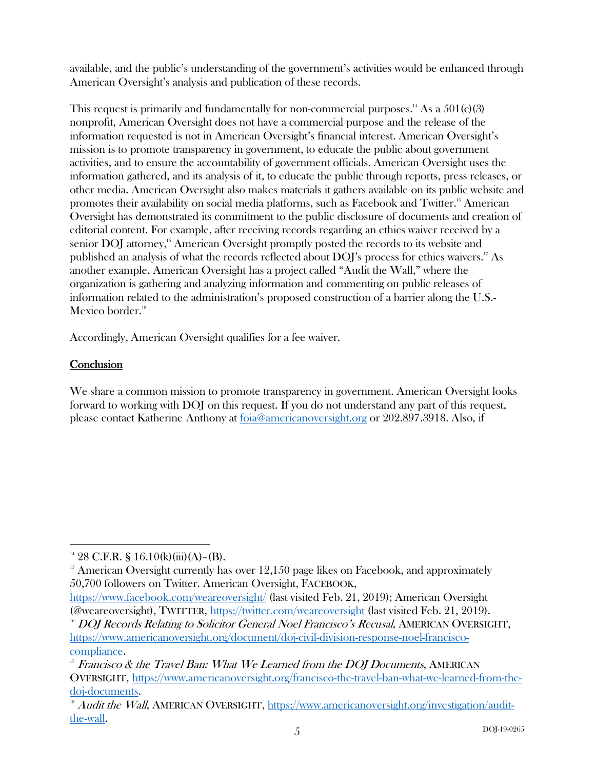available, and the public's understanding of the government's activities would be enhanced through American Oversight's analysis and publication of these records.

This request is primarily and fundamentally for non-commercial purposes.[14] As a 501(c)(3) nonprofit, American Oversight does not have a commercial purpose and the release of the information requested is not in American Oversight's financial interest. American Oversight's mission is to promote transparency in government, to educate the public about government activities, and to ensure the accountability of government officials. American Oversight uses the information gathered, and its analysis of it, to educate the public through reports, press releases, or other media. American Oversight also makes materials it gathers available on its public website and promotes their availability on social media platforms, such as Facebook and Twitter.[15] American Oversight has demonstrated its commitment to the public disclosure of documents and creation of editorial content. For example, after receiving records regarding an ethics waiver received by a senior DOJ attorney,[16] American Oversight promptly posted the records to its website and published an analysis of what the records reflected about DOJ's process for ethics waivers.[17] As another example, American Oversight has a project called "Audit the Wall," where the organization is gathering and analyzing information and commenting on public releases of information related to the administration's proposed construction of a barrier along the U.S.-Mexico border.[18]

Accordingly, American Oversight qualifies for a fee waiver.

## Conclusion

We share a common mission to promote transparency in government. American Oversight looks forward to working with DOJ on this request. If you do not understand any part of this request, please contact Katherine Anthony at foia@americanoversight.org or 202.897.3918. Also, if

---

[14] 28 C.F.R. § 16.10(k)(iii)(A)–(B).

[15] American Oversight currently has over 12,150 page likes on Facebook, and approximately 50,700 followers on Twitter. American Oversight, FACEBOOK, https://www.facebook.com/weareoversight/ (last visited Feb. 21, 2019); American Oversight (@weareoversight), TWITTER, https://twitter.com/weareoversight (last visited Feb. 21, 2019).

[16] *DOJ Records Relating to Solicitor General Noel Francisco's Recusal*, AMERICAN OVERSIGHT, https://www.americanoversight.org/document/doj-civil-division-response-noel-francisco-compliance.

[17] *Francisco & the Travel Ban: What We Learned from the DOJ Documents*, AMERICAN OVERSIGHT, https://www.americanoversight.org/francisco-the-travel-ban-what-we-learned-from-the-doj-documents.

[18] *Audit the Wall*, AMERICAN OVERSIGHT, https://www.americanoversight.org/investigation/audit-the-wall.

DOJ-19-0265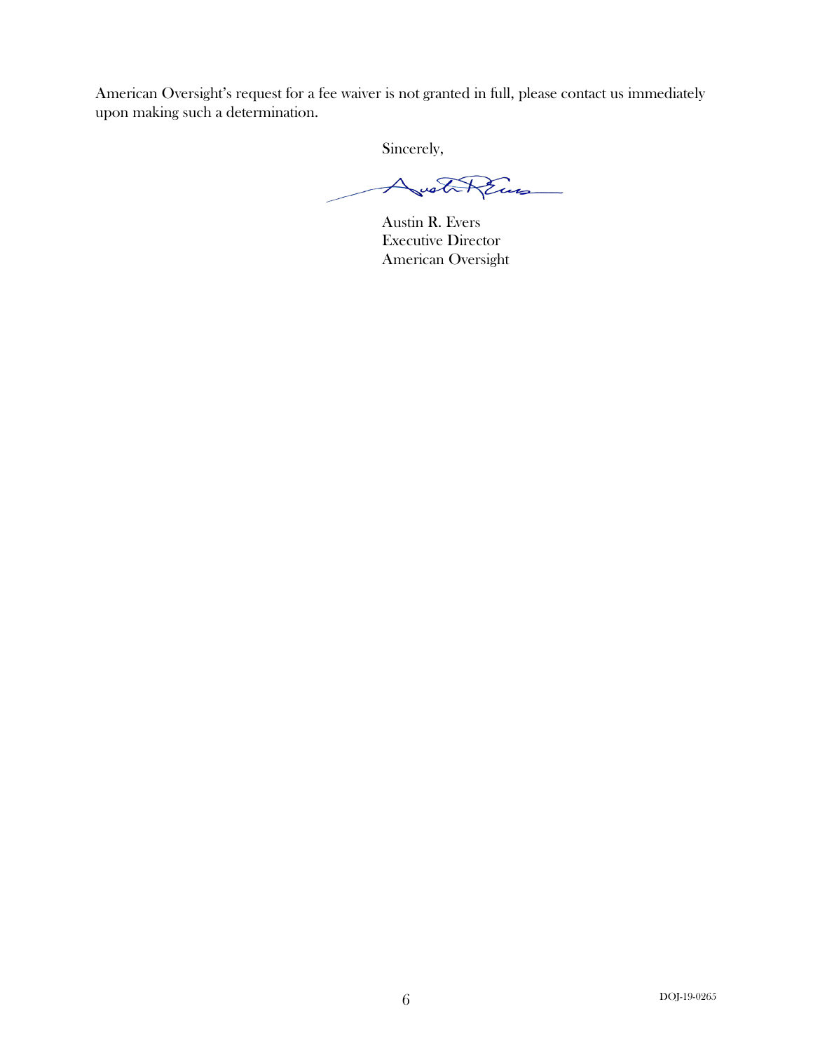American Oversight's request for a fee waiver is not granted in full, please contact us immediately upon making such a determination.

Sincerely,

Austin R. Evers
Executive Director
American Oversight

DOJ-19-0265